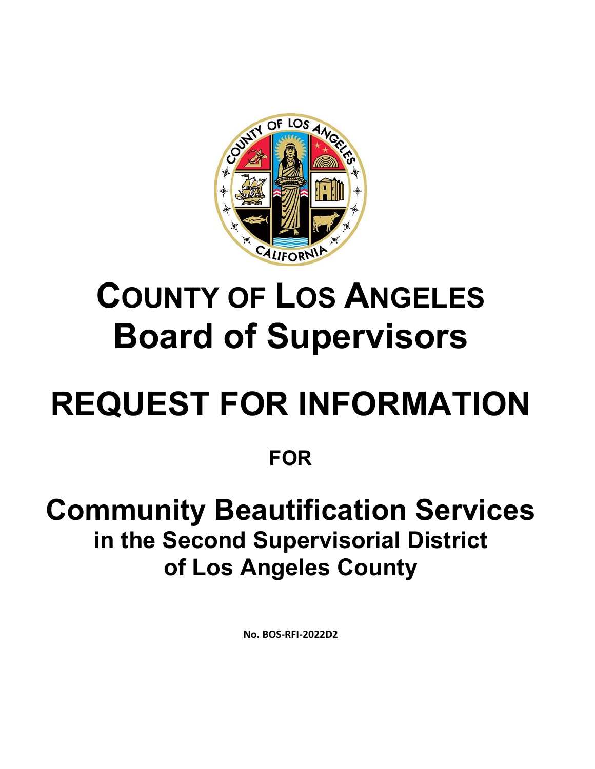# COUNTY OF LOS ANGELES
# Board of Supervisors

# REQUEST FOR INFORMATION

## FOR

# Community Beautification Services
## in the Second Supervisorial District
## of Los Angeles County

**No. BOS-RFI-2022D2**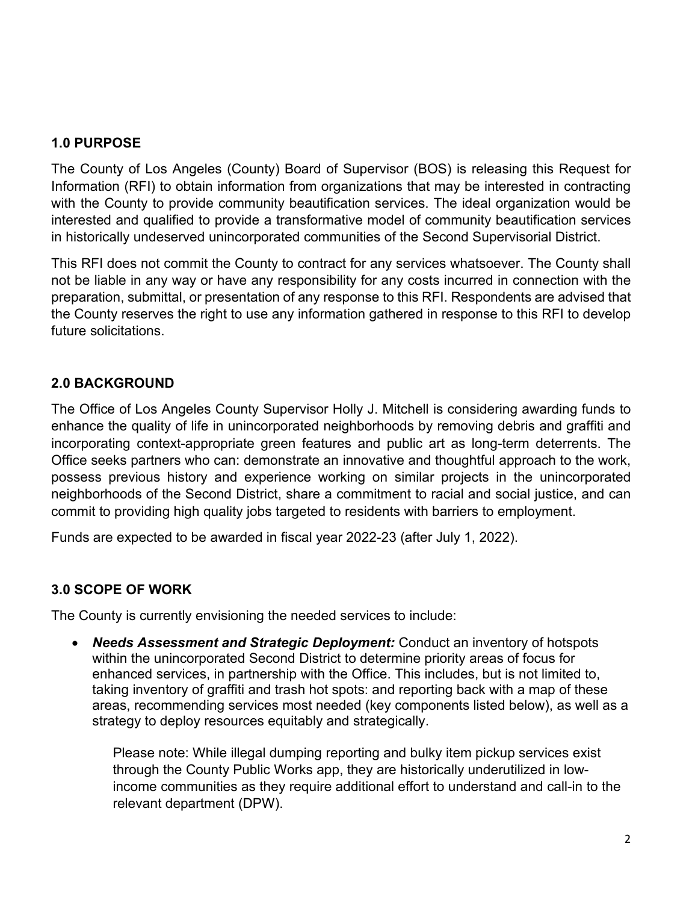## 1.0 PURPOSE

The County of Los Angeles (County) Board of Supervisor (BOS) is releasing this Request for Information (RFI) to obtain information from organizations that may be interested in contracting with the County to provide community beautification services. The ideal organization would be interested and qualified to provide a transformative model of community beautification services in historically undeserved unincorporated communities of the Second Supervisorial District.

This RFI does not commit the County to contract for any services whatsoever. The County shall not be liable in any way or have any responsibility for any costs incurred in connection with the preparation, submittal, or presentation of any response to this RFI. Respondents are advised that the County reserves the right to use any information gathered in response to this RFI to develop future solicitations.

## 2.0 BACKGROUND

The Office of Los Angeles County Supervisor Holly J. Mitchell is considering awarding funds to enhance the quality of life in unincorporated neighborhoods by removing debris and graffiti and incorporating context-appropriate green features and public art as long-term deterrents. The Office seeks partners who can: demonstrate an innovative and thoughtful approach to the work, possess previous history and experience working on similar projects in the unincorporated neighborhoods of the Second District, share a commitment to racial and social justice, and can commit to providing high quality jobs targeted to residents with barriers to employment.

Funds are expected to be awarded in fiscal year 2022-23 (after July 1, 2022).

## 3.0 SCOPE OF WORK

The County is currently envisioning the needed services to include:

- ***Needs Assessment and Strategic Deployment:*** Conduct an inventory of hotspots within the unincorporated Second District to determine priority areas of focus for enhanced services, in partnership with the Office. This includes, but is not limited to, taking inventory of graffiti and trash hot spots: and reporting back with a map of these areas, recommending services most needed (key components listed below), as well as a strategy to deploy resources equitably and strategically.

  Please note: While illegal dumping reporting and bulky item pickup services exist through the County Public Works app, they are historically underutilized in low-income communities as they require additional effort to understand and call-in to the relevant department (DPW).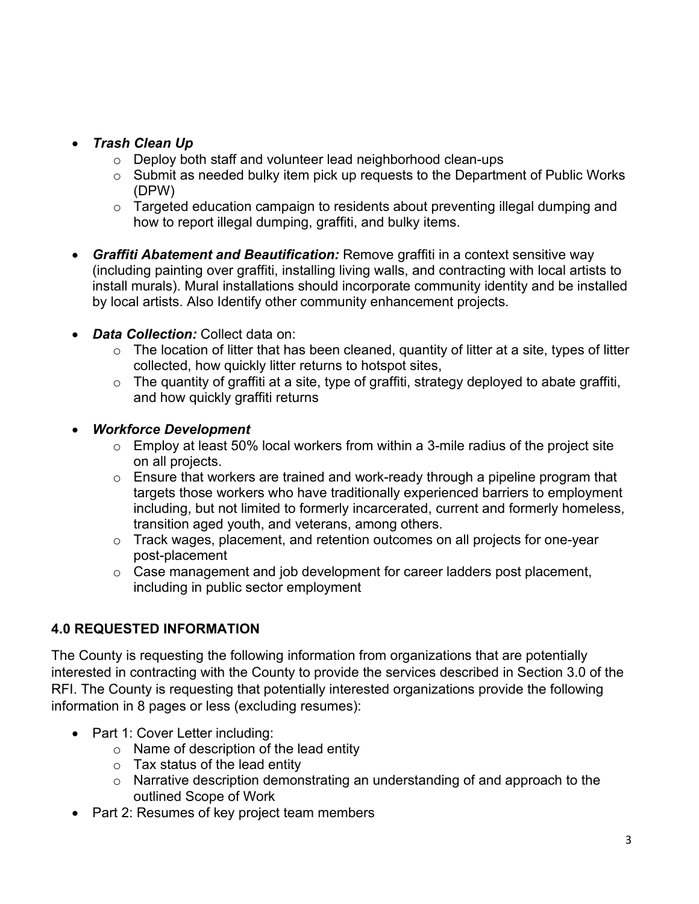- ***Trash Clean Up***
    - Deploy both staff and volunteer lead neighborhood clean-ups
    - Submit as needed bulky item pick up requests to the Department of Public Works (DPW)
    - Targeted education campaign to residents about preventing illegal dumping and how to report illegal dumping, graffiti, and bulky items.

- ***Graffiti Abatement and Beautification:*** Remove graffiti in a context sensitive way (including painting over graffiti, installing living walls, and contracting with local artists to install murals). Mural installations should incorporate community identity and be installed by local artists. Also Identify other community enhancement projects.

- ***Data Collection:*** Collect data on:
    - The location of litter that has been cleaned, quantity of litter at a site, types of litter collected, how quickly litter returns to hotspot sites,
    - The quantity of graffiti at a site, type of graffiti, strategy deployed to abate graffiti, and how quickly graffiti returns

- ***Workforce Development***
    - Employ at least 50% local workers from within a 3-mile radius of the project site on all projects.
    - Ensure that workers are trained and work-ready through a pipeline program that targets those workers who have traditionally experienced barriers to employment including, but not limited to formerly incarcerated, current and formerly homeless, transition aged youth, and veterans, among others.
    - Track wages, placement, and retention outcomes on all projects for one-year post-placement
    - Case management and job development for career ladders post placement, including in public sector employment

## 4.0 REQUESTED INFORMATION

The County is requesting the following information from organizations that are potentially interested in contracting with the County to provide the services described in Section 3.0 of the RFI. The County is requesting that potentially interested organizations provide the following information in 8 pages or less (excluding resumes):

- Part 1: Cover Letter including:
    - Name of description of the lead entity
    - Tax status of the lead entity
    - Narrative description demonstrating an understanding of and approach to the outlined Scope of Work
- Part 2: Resumes of key project team members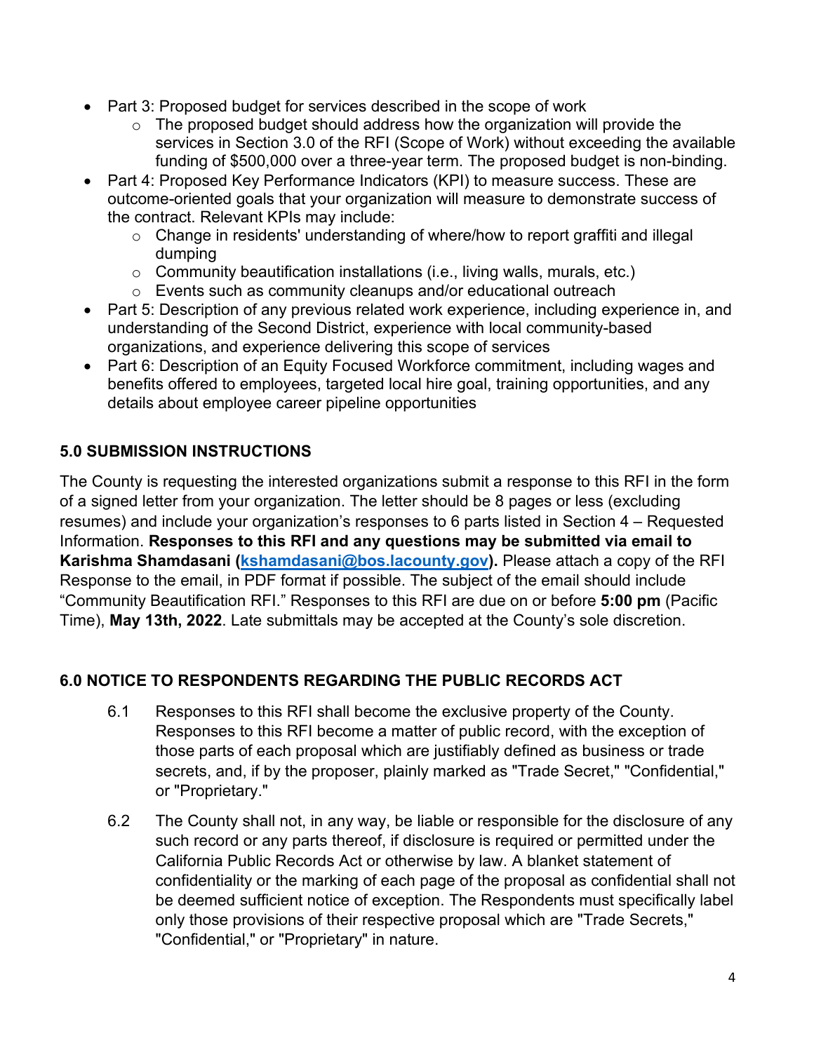- Part 3: Proposed budget for services described in the scope of work
  - The proposed budget should address how the organization will provide the services in Section 3.0 of the RFI (Scope of Work) without exceeding the available funding of $500,000 over a three-year term. The proposed budget is non-binding.
- Part 4: Proposed Key Performance Indicators (KPI) to measure success. These are outcome-oriented goals that your organization will measure to demonstrate success of the contract. Relevant KPIs may include:
  - Change in residents' understanding of where/how to report graffiti and illegal dumping
  - Community beautification installations (i.e., living walls, murals, etc.)
  - Events such as community cleanups and/or educational outreach
- Part 5: Description of any previous related work experience, including experience in, and understanding of the Second District, experience with local community-based organizations, and experience delivering this scope of services
- Part 6: Description of an Equity Focused Workforce commitment, including wages and benefits offered to employees, targeted local hire goal, training opportunities, and any details about employee career pipeline opportunities

## 5.0 SUBMISSION INSTRUCTIONS

The County is requesting the interested organizations submit a response to this RFI in the form of a signed letter from your organization. The letter should be 8 pages or less (excluding resumes) and include your organization's responses to 6 parts listed in Section 4 – Requested Information. **Responses to this RFI and any questions may be submitted via email to Karishma Shamdasani ([kshamdasani@bos.lacounty.gov](mailto:kshamdasani@bos.lacounty.gov)).** Please attach a copy of the RFI Response to the email, in PDF format if possible. The subject of the email should include "Community Beautification RFI." Responses to this RFI are due on or before **5:00 pm** (Pacific Time), **May 13th, 2022**. Late submittals may be accepted at the County's sole discretion.

## 6.0 NOTICE TO RESPONDENTS REGARDING THE PUBLIC RECORDS ACT

6.1 Responses to this RFI shall become the exclusive property of the County. Responses to this RFI become a matter of public record, with the exception of those parts of each proposal which are justifiably defined as business or trade secrets, and, if by the proposer, plainly marked as "Trade Secret," "Confidential," or "Proprietary."

6.2 The County shall not, in any way, be liable or responsible for the disclosure of any such record or any parts thereof, if disclosure is required or permitted under the California Public Records Act or otherwise by law. A blanket statement of confidentiality or the marking of each page of the proposal as confidential shall not be deemed sufficient notice of exception. The Respondents must specifically label only those provisions of their respective proposal which are "Trade Secrets," "Confidential," or "Proprietary" in nature.